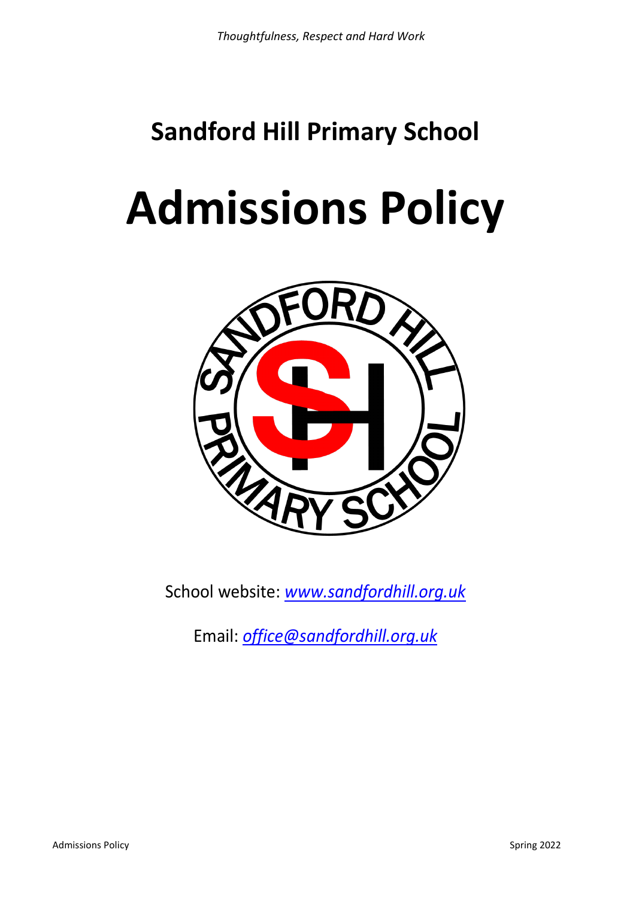*Thoughtfulness, Respect and Hard Work*

## Sandford Hill Primary School

# Admissions Policy

School website: *www.sandfordhill.org.uk*

Email: *office@sandfordhill.org.uk*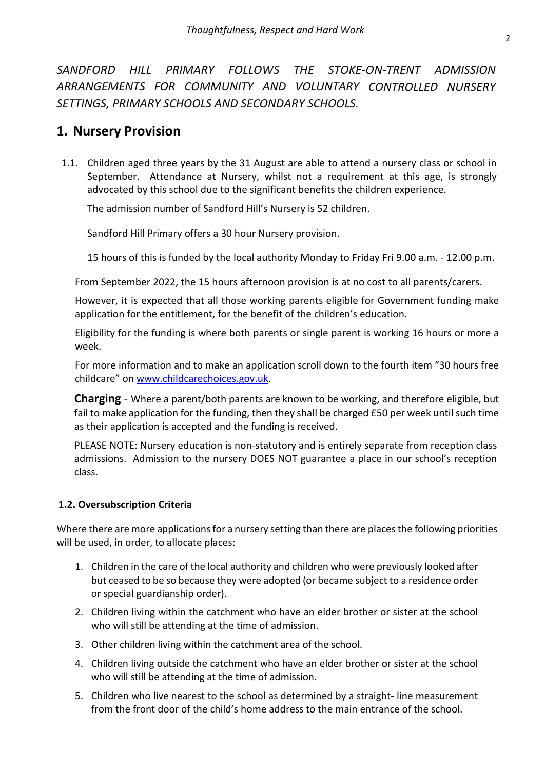*SANDFORD HILL PRIMARY FOLLOWS THE STOKE-ON-TRENT ADMISSION ARRANGEMENTS FOR COMMUNITY AND VOLUNTARY CONTROLLED NURSERY SETTINGS, PRIMARY SCHOOLS AND SECONDARY SCHOOLS.*

## 1. Nursery Provision

1.1. Children aged three years by the 31 August are able to attend a nursery class or school in September. Attendance at Nursery, whilst not a requirement at this age, is strongly advocated by this school due to the significant benefits the children experience.

The admission number of Sandford Hill's Nursery is 52 children.

Sandford Hill Primary offers a 30 hour Nursery provision.

15 hours of this is funded by the local authority Monday to Friday Fri 9.00 a.m. - 12.00 p.m.

From September 2022, the 15 hours afternoon provision is at no cost to all parents/carers.

However, it is expected that all those working parents eligible for Government funding make application for the entitlement, for the benefit of the children's education.

Eligibility for the funding is where both parents or single parent is working 16 hours or more a week.

For more information and to make an application scroll down to the fourth item "30 hours free childcare" on [www.childcarechoices.gov.uk](http://www.childcarechoices.gov.uk).

**Charging** - Where a parent/both parents are known to be working, and therefore eligible, but fail to make application for the funding, then they shall be charged £50 per week until such time as their application is accepted and the funding is received.

PLEASE NOTE: Nursery education is non-statutory and is entirely separate from reception class admissions. Admission to the nursery DOES NOT guarantee a place in our school's reception class.

### 1.2. Oversubscription Criteria

Where there are more applications for a nursery setting than there are places the following priorities will be used, in order, to allocate places:

1. Children in the care of the local authority and children who were previously looked after but ceased to be so because they were adopted (or became subject to a residence order or special guardianship order).
2. Children living within the catchment who have an elder brother or sister at the school who will still be attending at the time of admission.
3. Other children living within the catchment area of the school.
4. Children living outside the catchment who have an elder brother or sister at the school who will still be attending at the time of admission.
5. Children who live nearest to the school as determined by a straight- line measurement from the front door of the child's home address to the main entrance of the school.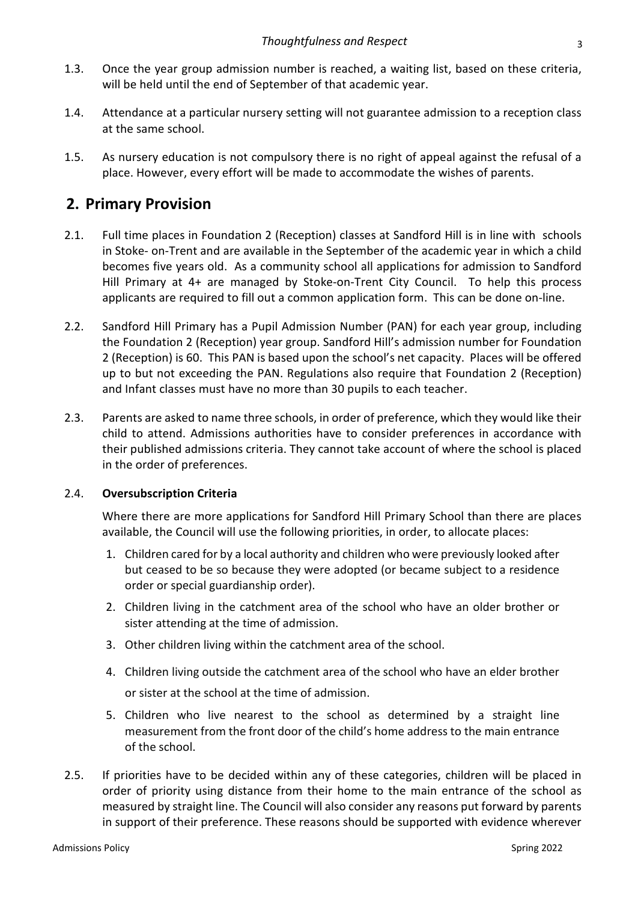1.3. Once the year group admission number is reached, a waiting list, based on these criteria, will be held until the end of September of that academic year.

1.4. Attendance at a particular nursery setting will not guarantee admission to a reception class at the same school.

1.5. As nursery education is not compulsory there is no right of appeal against the refusal of a place. However, every effort will be made to accommodate the wishes of parents.

## 2. Primary Provision

2.1. Full time places in Foundation 2 (Reception) classes at Sandford Hill is in line with schools in Stoke- on-Trent and are available in the September of the academic year in which a child becomes five years old. As a community school all applications for admission to Sandford Hill Primary at 4+ are managed by Stoke-on-Trent City Council. To help this process applicants are required to fill out a common application form. This can be done on-line.

2.2. Sandford Hill Primary has a Pupil Admission Number (PAN) for each year group, including the Foundation 2 (Reception) year group. Sandford Hill's admission number for Foundation 2 (Reception) is 60. This PAN is based upon the school's net capacity. Places will be offered up to but not exceeding the PAN. Regulations also require that Foundation 2 (Reception) and Infant classes must have no more than 30 pupils to each teacher.

2.3. Parents are asked to name three schools, in order of preference, which they would like their child to attend. Admissions authorities have to consider preferences in accordance with their published admissions criteria. They cannot take account of where the school is placed in the order of preferences.

2.4. **Oversubscription Criteria**

Where there are more applications for Sandford Hill Primary School than there are places available, the Council will use the following priorities, in order, to allocate places:

1. Children cared for by a local authority and children who were previously looked after but ceased to be so because they were adopted (or became subject to a residence order or special guardianship order).
2. Children living in the catchment area of the school who have an older brother or sister attending at the time of admission.
3. Other children living within the catchment area of the school.
4. Children living outside the catchment area of the school who have an elder brother or sister at the school at the time of admission.
5. Children who live nearest to the school as determined by a straight line measurement from the front door of the child's home address to the main entrance of the school.

2.5. If priorities have to be decided within any of these categories, children will be placed in order of priority using distance from their home to the main entrance of the school as measured by straight line. The Council will also consider any reasons put forward by parents in support of their preference. These reasons should be supported with evidence wherever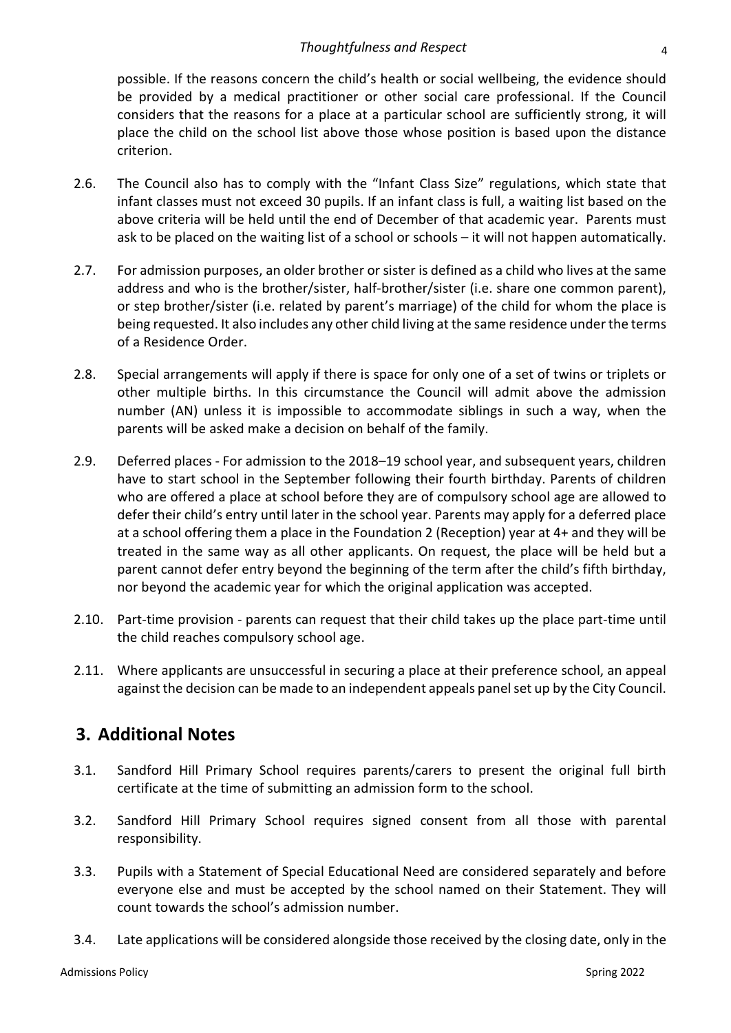possible. If the reasons concern the child's health or social wellbeing, the evidence should be provided by a medical practitioner or other social care professional. If the Council considers that the reasons for a place at a particular school are sufficiently strong, it will place the child on the school list above those whose position is based upon the distance criterion.

2.6. The Council also has to comply with the "Infant Class Size" regulations, which state that infant classes must not exceed 30 pupils. If an infant class is full, a waiting list based on the above criteria will be held until the end of December of that academic year. Parents must ask to be placed on the waiting list of a school or schools – it will not happen automatically.

2.7. For admission purposes, an older brother or sister is defined as a child who lives at the same address and who is the brother/sister, half-brother/sister (i.e. share one common parent), or step brother/sister (i.e. related by parent's marriage) of the child for whom the place is being requested. It also includes any other child living at the same residence under the terms of a Residence Order.

2.8. Special arrangements will apply if there is space for only one of a set of twins or triplets or other multiple births. In this circumstance the Council will admit above the admission number (AN) unless it is impossible to accommodate siblings in such a way, when the parents will be asked make a decision on behalf of the family.

2.9. Deferred places - For admission to the 2018–19 school year, and subsequent years, children have to start school in the September following their fourth birthday. Parents of children who are offered a place at school before they are of compulsory school age are allowed to defer their child's entry until later in the school year. Parents may apply for a deferred place at a school offering them a place in the Foundation 2 (Reception) year at 4+ and they will be treated in the same way as all other applicants. On request, the place will be held but a parent cannot defer entry beyond the beginning of the term after the child's fifth birthday, nor beyond the academic year for which the original application was accepted.

2.10. Part-time provision - parents can request that their child takes up the place part-time until the child reaches compulsory school age.

2.11. Where applicants are unsuccessful in securing a place at their preference school, an appeal against the decision can be made to an independent appeals panel set up by the City Council.

## 3. Additional Notes

3.1. Sandford Hill Primary School requires parents/carers to present the original full birth certificate at the time of submitting an admission form to the school.

3.2. Sandford Hill Primary School requires signed consent from all those with parental responsibility.

3.3. Pupils with a Statement of Special Educational Need are considered separately and before everyone else and must be accepted by the school named on their Statement. They will count towards the school's admission number.

3.4. Late applications will be considered alongside those received by the closing date, only in the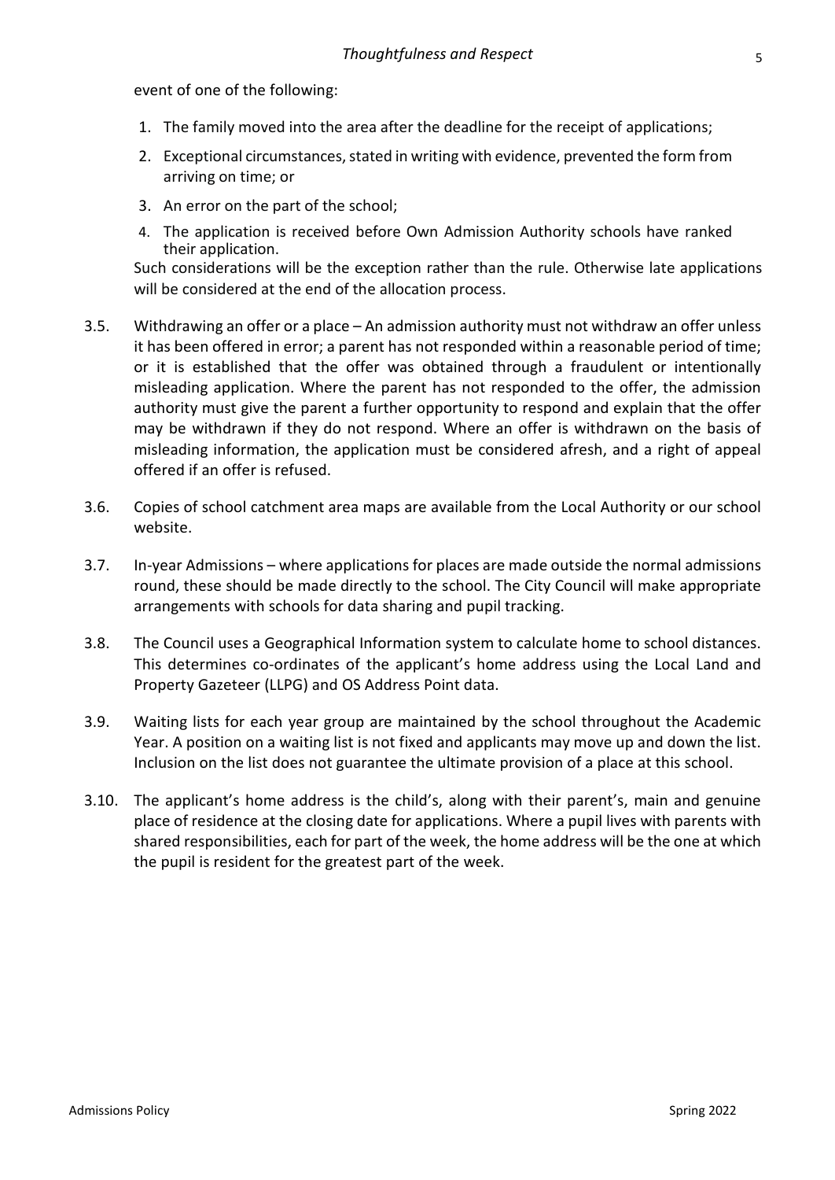event of one of the following:

1. The family moved into the area after the deadline for the receipt of applications;
2. Exceptional circumstances, stated in writing with evidence, prevented the form from arriving on time; or
3. An error on the part of the school;
4. The application is received before Own Admission Authority schools have ranked their application.

Such considerations will be the exception rather than the rule. Otherwise late applications will be considered at the end of the allocation process.

3.5. Withdrawing an offer or a place – An admission authority must not withdraw an offer unless it has been offered in error; a parent has not responded within a reasonable period of time; or it is established that the offer was obtained through a fraudulent or intentionally misleading application. Where the parent has not responded to the offer, the admission authority must give the parent a further opportunity to respond and explain that the offer may be withdrawn if they do not respond. Where an offer is withdrawn on the basis of misleading information, the application must be considered afresh, and a right of appeal offered if an offer is refused.

3.6. Copies of school catchment area maps are available from the Local Authority or our school website.

3.7. In-year Admissions – where applications for places are made outside the normal admissions round, these should be made directly to the school. The City Council will make appropriate arrangements with schools for data sharing and pupil tracking.

3.8. The Council uses a Geographical Information system to calculate home to school distances. This determines co-ordinates of the applicant's home address using the Local Land and Property Gazeteer (LLPG) and OS Address Point data.

3.9. Waiting lists for each year group are maintained by the school throughout the Academic Year. A position on a waiting list is not fixed and applicants may move up and down the list. Inclusion on the list does not guarantee the ultimate provision of a place at this school.

3.10. The applicant's home address is the child's, along with their parent's, main and genuine place of residence at the closing date for applications. Where a pupil lives with parents with shared responsibilities, each for part of the week, the home address will be the one at which the pupil is resident for the greatest part of the week.